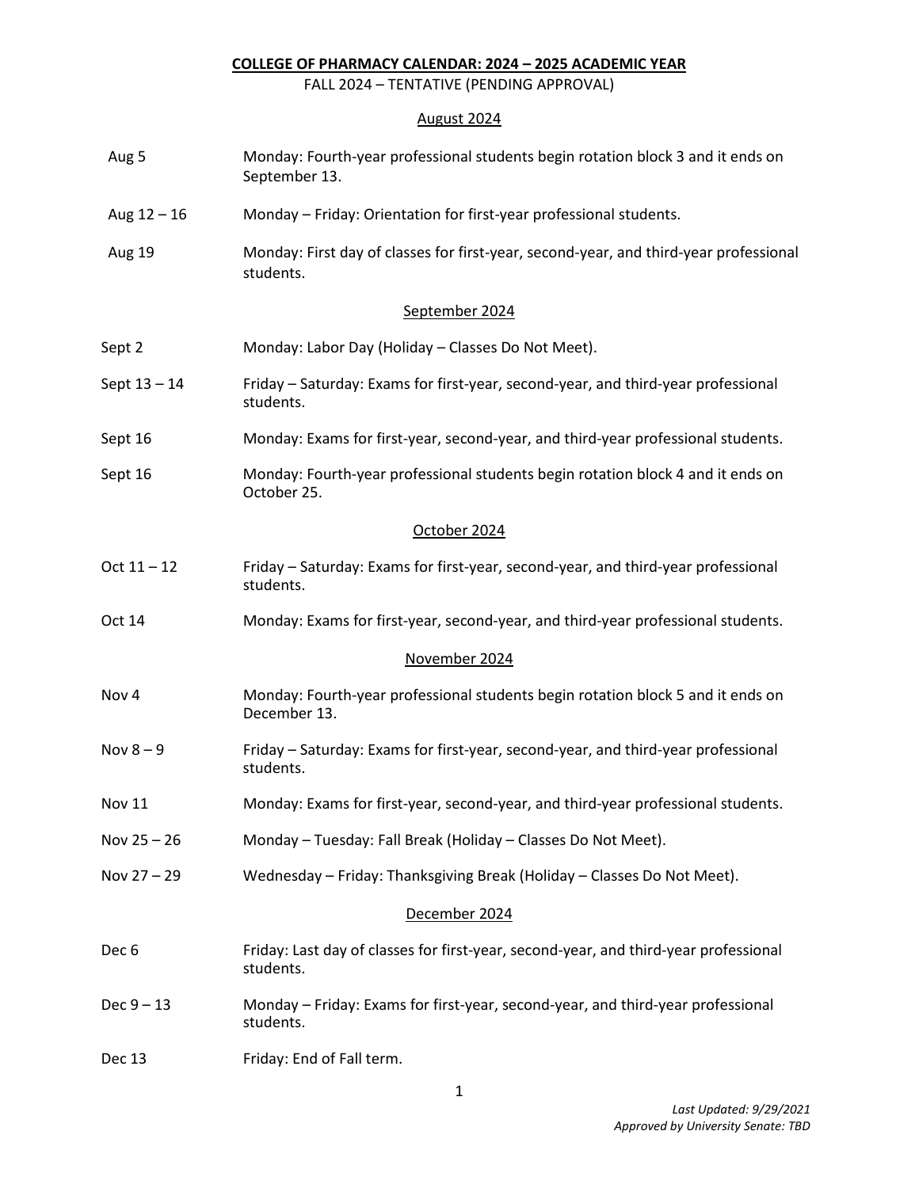# COLLEGE OF PHARMACY CALENDAR: 2024 – 2025 ACADEMIC YEAR

FALL 2024 – TENTATIVE (PENDING APPROVAL)

## August 2024

| | |
|---|---|
| Aug 5 | Monday: Fourth-year professional students begin rotation block 3 and it ends on September 13. |
| Aug 12 – 16 | Monday – Friday: Orientation for first-year professional students. |
| Aug 19 | Monday: First day of classes for first-year, second-year, and third-year professional students. |

## September 2024

| | |
|---|---|
| Sept 2 | Monday: Labor Day (Holiday – Classes Do Not Meet). |
| Sept 13 – 14 | Friday – Saturday: Exams for first-year, second-year, and third-year professional students. |
| Sept 16 | Monday: Exams for first-year, second-year, and third-year professional students. |
| Sept 16 | Monday: Fourth-year professional students begin rotation block 4 and it ends on October 25. |

## October 2024

| | |
|---|---|
| Oct 11 – 12 | Friday – Saturday: Exams for first-year, second-year, and third-year professional students. |
| Oct 14 | Monday: Exams for first-year, second-year, and third-year professional students. |

## November 2024

| | |
|---|---|
| Nov 4 | Monday: Fourth-year professional students begin rotation block 5 and it ends on December 13. |
| Nov 8 – 9 | Friday – Saturday: Exams for first-year, second-year, and third-year professional students. |
| Nov 11 | Monday: Exams for first-year, second-year, and third-year professional students. |
| Nov 25 – 26 | Monday – Tuesday: Fall Break (Holiday – Classes Do Not Meet). |
| Nov 27 – 29 | Wednesday – Friday: Thanksgiving Break (Holiday – Classes Do Not Meet). |

## December 2024

| | |
|---|---|
| Dec 6 | Friday: Last day of classes for first-year, second-year, and third-year professional students. |
| Dec 9 – 13 | Monday – Friday: Exams for first-year, second-year, and third-year professional students. |
| Dec 13 | Friday: End of Fall term. |

*Last Updated: 9/29/2021*
*Approved by University Senate: TBD*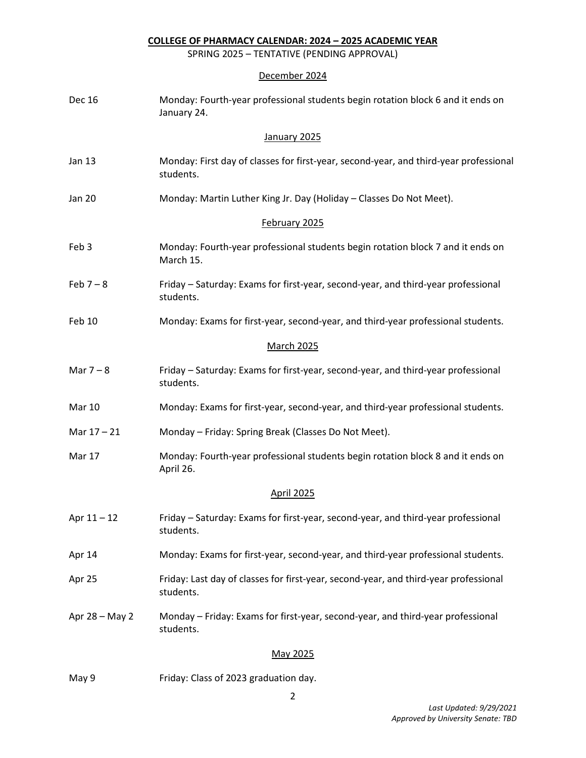**COLLEGE OF PHARMACY CALENDAR: 2024 – 2025 ACADEMIC YEAR**

SPRING 2025 – TENTATIVE (PENDING APPROVAL)

December 2024

| | |
|---|---|
| Dec 16 | Monday: Fourth-year professional students begin rotation block 6 and it ends on January 24. |

January 2025

| | |
|---|---|
| Jan 13 | Monday: First day of classes for first-year, second-year, and third-year professional students. |
| Jan 20 | Monday: Martin Luther King Jr. Day (Holiday – Classes Do Not Meet). |

February 2025

| | |
|---|---|
| Feb 3 | Monday: Fourth-year professional students begin rotation block 7 and it ends on March 15. |
| Feb 7 – 8 | Friday – Saturday: Exams for first-year, second-year, and third-year professional students. |
| Feb 10 | Monday: Exams for first-year, second-year, and third-year professional students. |

March 2025

| | |
|---|---|
| Mar 7 – 8 | Friday – Saturday: Exams for first-year, second-year, and third-year professional students. |
| Mar 10 | Monday: Exams for first-year, second-year, and third-year professional students. |
| Mar 17 – 21 | Monday – Friday: Spring Break (Classes Do Not Meet). |
| Mar 17 | Monday: Fourth-year professional students begin rotation block 8 and it ends on April 26. |

April 2025

| | |
|---|---|
| Apr 11 – 12 | Friday – Saturday: Exams for first-year, second-year, and third-year professional students. |
| Apr 14 | Monday: Exams for first-year, second-year, and third-year professional students. |
| Apr 25 | Friday: Last day of classes for first-year, second-year, and third-year professional students. |
| Apr 28 – May 2 | Monday – Friday: Exams for first-year, second-year, and third-year professional students. |

May 2025

| | |
|---|---|
| May 9 | Friday: Class of 2023 graduation day. |

*Last Updated: 9/29/2021*
*Approved by University Senate: TBD*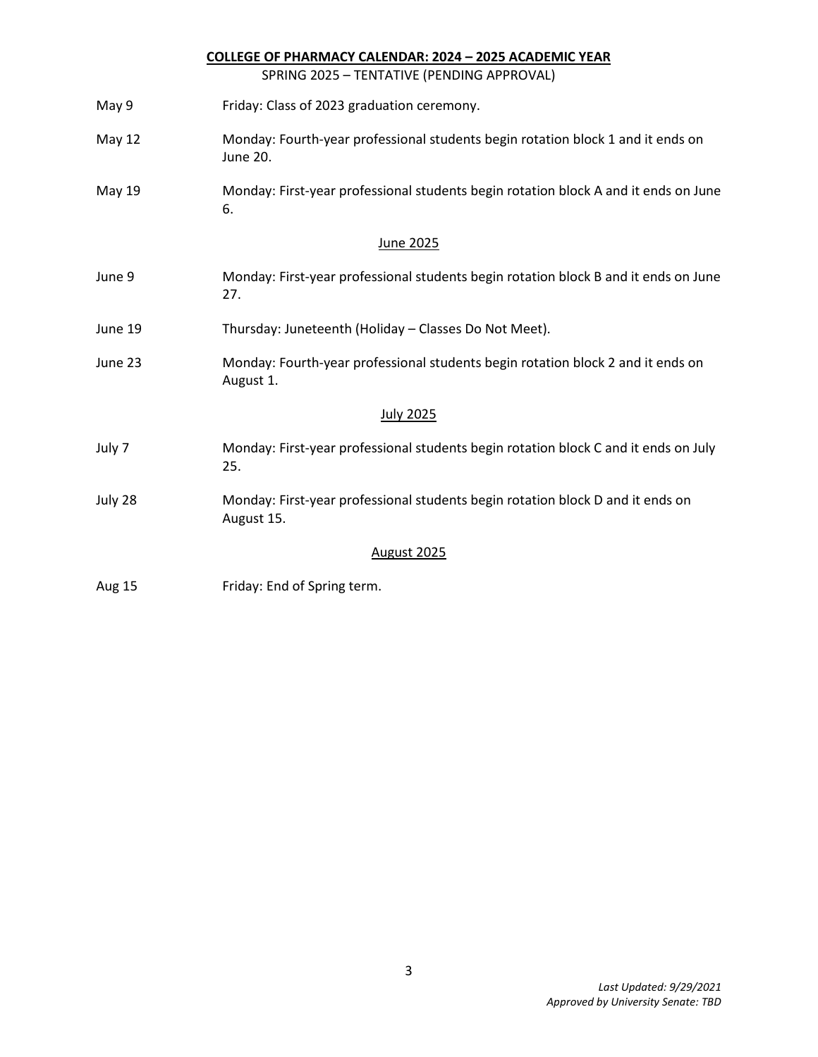**COLLEGE OF PHARMACY CALENDAR: 2024 – 2025 ACADEMIC YEAR**

SPRING 2025 – TENTATIVE (PENDING APPROVAL)

| | |
|---|---|
| May 9 | Friday: Class of 2023 graduation ceremony. |
| May 12 | Monday: Fourth-year professional students begin rotation block 1 and it ends on June 20. |
| May 19 | Monday: First-year professional students begin rotation block A and it ends on June 6. |

June 2025

| | |
|---|---|
| June 9 | Monday: First-year professional students begin rotation block B and it ends on June 27. |
| June 19 | Thursday: Juneteenth (Holiday – Classes Do Not Meet). |
| June 23 | Monday: Fourth-year professional students begin rotation block 2 and it ends on August 1. |

July 2025

| | |
|---|---|
| July 7 | Monday: First-year professional students begin rotation block C and it ends on July 25. |
| July 28 | Monday: First-year professional students begin rotation block D and it ends on August 15. |

August 2025

| | |
|---|---|
| Aug 15 | Friday: End of Spring term. |

*Last Updated: 9/29/2021*
*Approved by University Senate: TBD*